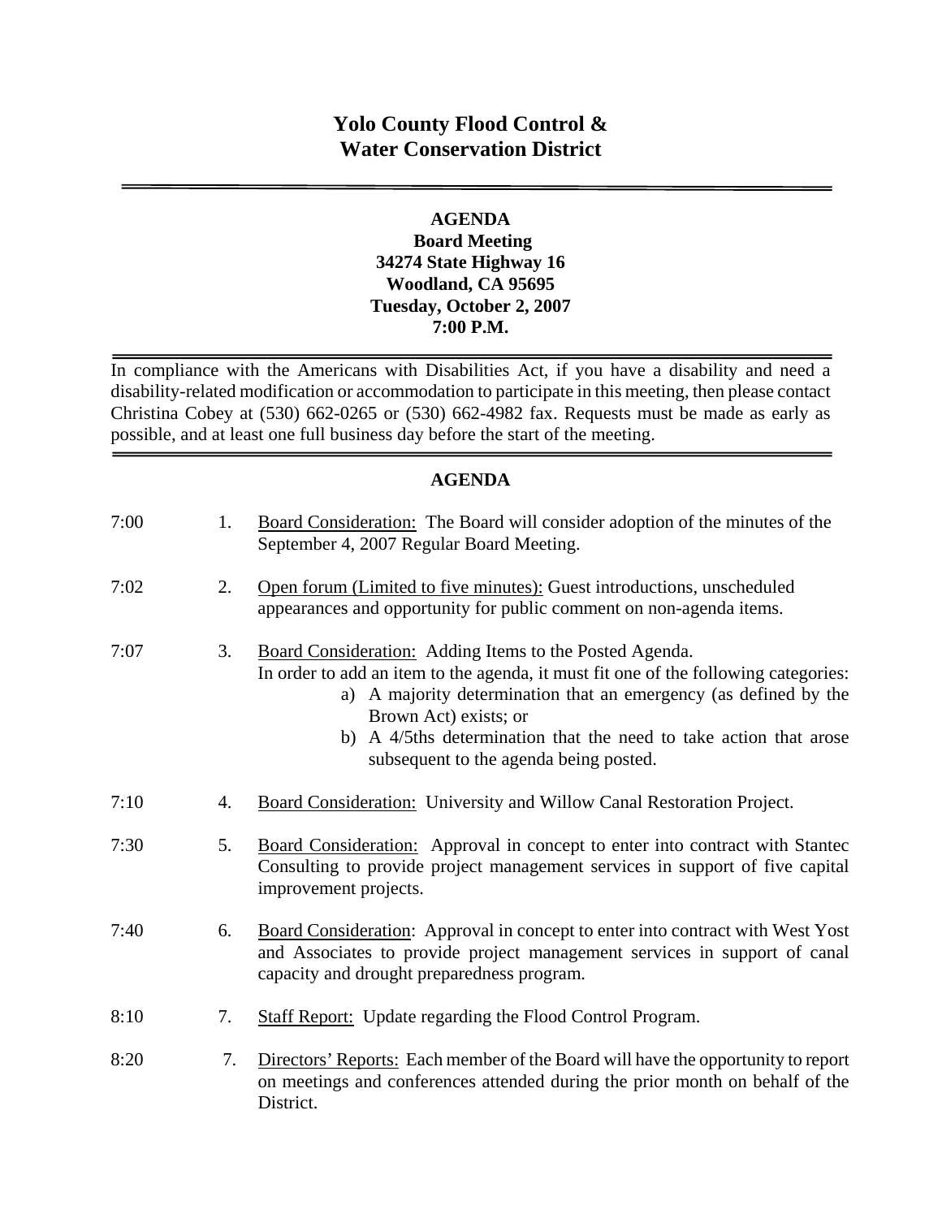# Yolo County Flood Control & Water Conservation District

**AGENDA**
**Board Meeting**
**34274 State Highway 16**
**Woodland, CA 95695**
**Tuesday, October 2, 2007**
**7:00 P.M.**

In compliance with the Americans with Disabilities Act, if you have a disability and need a disability-related modification or accommodation to participate in this meeting, then please contact Christina Cobey at (530) 662-0265 or (530) 662-4982 fax. Requests must be made as early as possible, and at least one full business day before the start of the meeting.

## AGENDA

7:00 &nbsp;&nbsp; 1. Board Consideration: The Board will consider adoption of the minutes of the September 4, 2007 Regular Board Meeting.

7:02 &nbsp;&nbsp; 2. Open forum (Limited to five minutes): Guest introductions, unscheduled appearances and opportunity for public comment on non-agenda items.

7:07 &nbsp;&nbsp; 3. Board Consideration: Adding Items to the Posted Agenda.
In order to add an item to the agenda, it must fit one of the following categories:
a) A majority determination that an emergency (as defined by the Brown Act) exists; or
b) A 4/5ths determination that the need to take action that arose subsequent to the agenda being posted.

7:10 &nbsp;&nbsp; 4. Board Consideration: University and Willow Canal Restoration Project.

7:30 &nbsp;&nbsp; 5. Board Consideration: Approval in concept to enter into contract with Stantec Consulting to provide project management services in support of five capital improvement projects.

7:40 &nbsp;&nbsp; 6. Board Consideration: Approval in concept to enter into contract with West Yost and Associates to provide project management services in support of canal capacity and drought preparedness program.

8:10 &nbsp;&nbsp; 7. Staff Report: Update regarding the Flood Control Program.

8:20 &nbsp;&nbsp; 7. Directors' Reports: Each member of the Board will have the opportunity to report on meetings and conferences attended during the prior month on behalf of the District.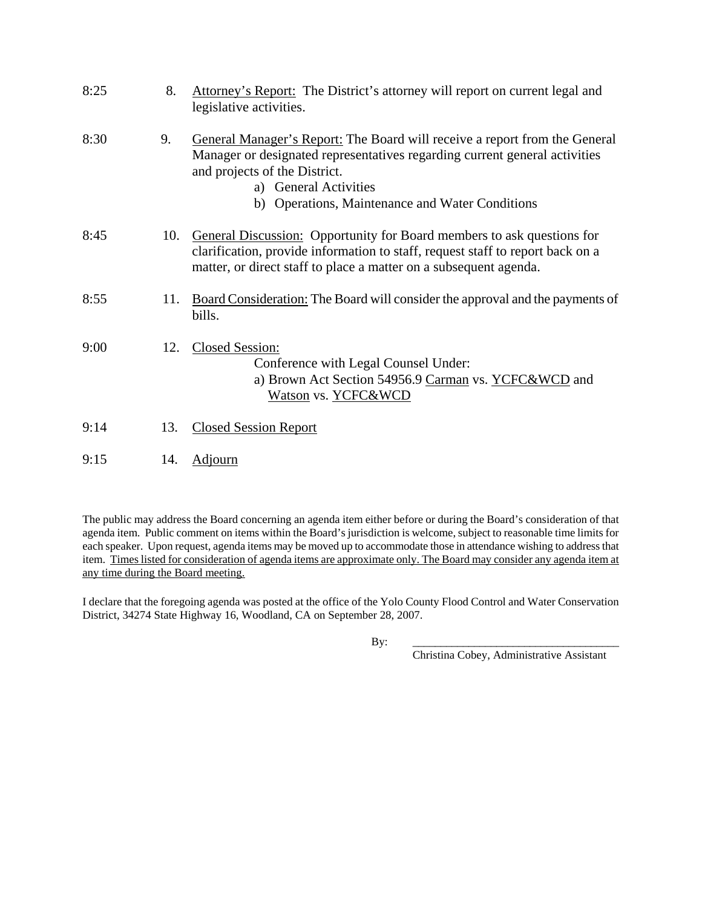| | | |
|---|---|---|
| 8:25 | 8. | Attorney's Report: The District's attorney will report on current legal and legislative activities. |
| 8:30 | 9. | General Manager's Report: The Board will receive a report from the General Manager or designated representatives regarding current general activities and projects of the District.<br>a) General Activities<br>b) Operations, Maintenance and Water Conditions |
| 8:45 | 10. | General Discussion: Opportunity for Board members to ask questions for clarification, provide information to staff, request staff to report back on a matter, or direct staff to place a matter on a subsequent agenda. |
| 8:55 | 11. | Board Consideration: The Board will consider the approval and the payments of bills. |
| 9:00 | 12. | Closed Session:<br>Conference with Legal Counsel Under:<br>a) Brown Act Section 54956.9 Carman vs. YCFC&WCD and Watson vs. YCFC&WCD |
| 9:14 | 13. | Closed Session Report |
| 9:15 | 14. | Adjourn |

The public may address the Board concerning an agenda item either before or during the Board's consideration of that agenda item. Public comment on items within the Board's jurisdiction is welcome, subject to reasonable time limits for each speaker. Upon request, agenda items may be moved up to accommodate those in attendance wishing to address that item. Times listed for consideration of agenda items are approximate only. The Board may consider any agenda item at any time during the Board meeting.

I declare that the foregoing agenda was posted at the office of the Yolo County Flood Control and Water Conservation District, 34274 State Highway 16, Woodland, CA on September 28, 2007.

By: ___________________________________

Christina Cobey, Administrative Assistant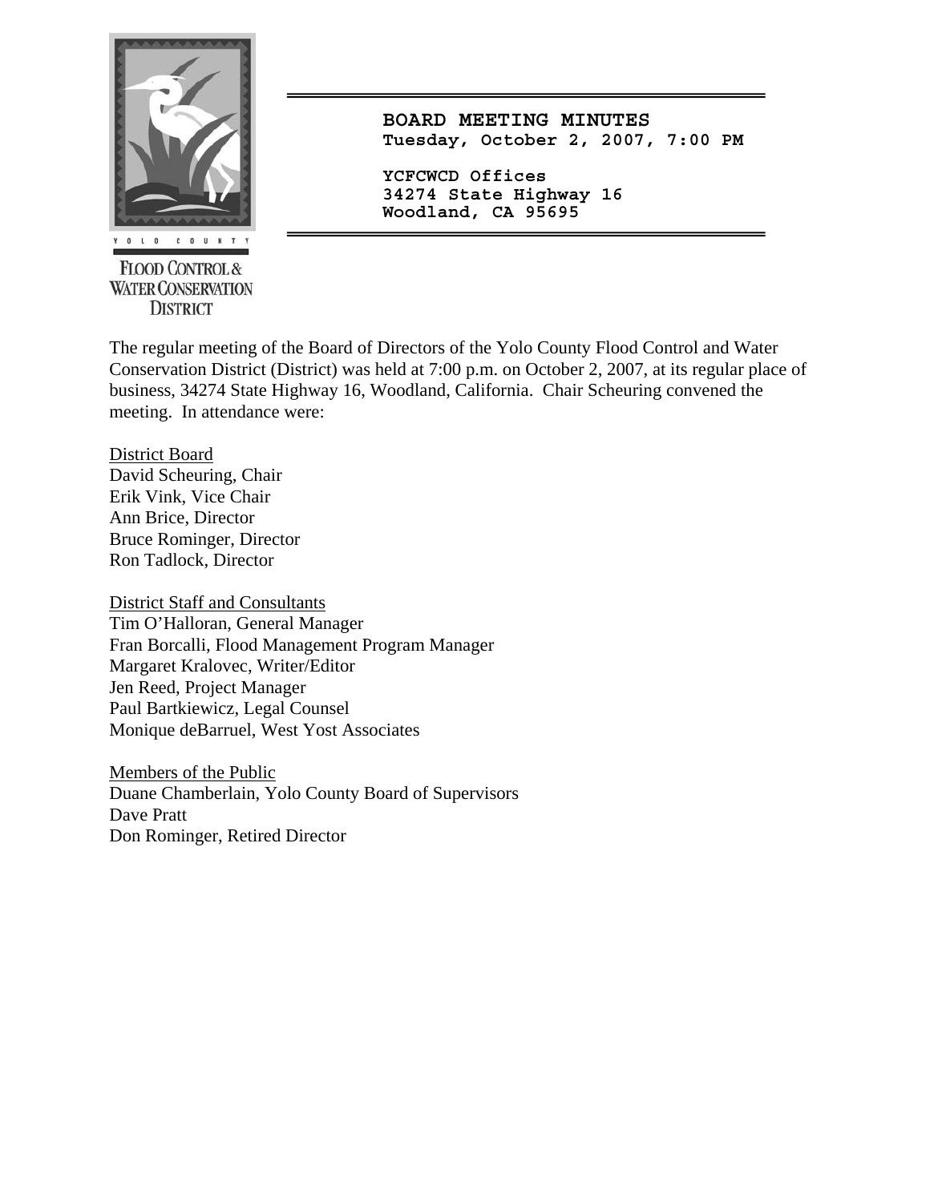YOLO COUNTY

FLOOD CONTROL & WATER CONSERVATION DISTRICT

**BOARD MEETING MINUTES**
**Tuesday, October 2, 2007, 7:00 PM**

**YCFCWCD Offices**
**34274 State Highway 16**
**Woodland, CA 95695**

The regular meeting of the Board of Directors of the Yolo County Flood Control and Water Conservation District (District) was held at 7:00 p.m. on October 2, 2007, at its regular place of business, 34274 State Highway 16, Woodland, California. Chair Scheuring convened the meeting. In attendance were:

<u>District Board</u>
David Scheuring, Chair
Erik Vink, Vice Chair
Ann Brice, Director
Bruce Rominger, Director
Ron Tadlock, Director

<u>District Staff and Consultants</u>
Tim O'Halloran, General Manager
Fran Borcalli, Flood Management Program Manager
Margaret Kralovec, Writer/Editor
Jen Reed, Project Manager
Paul Bartkiewicz, Legal Counsel
Monique deBarruel, West Yost Associates

<u>Members of the Public</u>
Duane Chamberlain, Yolo County Board of Supervisors
Dave Pratt
Don Rominger, Retired Director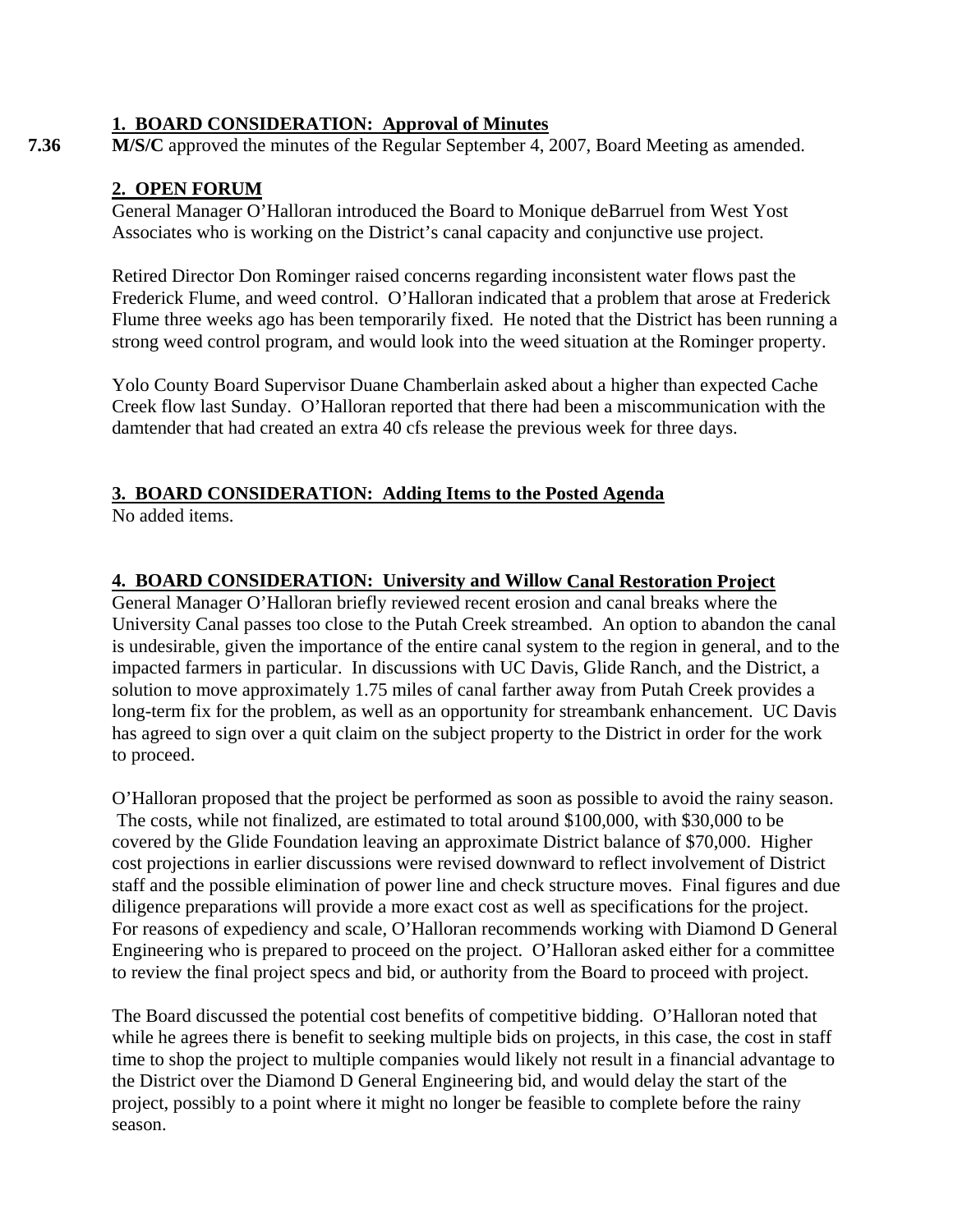**1. BOARD CONSIDERATION: Approval of Minutes**

**7.36** **M/S/C** approved the minutes of the Regular September 4, 2007, Board Meeting as amended.

**2. OPEN FORUM**

General Manager O'Halloran introduced the Board to Monique deBarruel from West Yost Associates who is working on the District's canal capacity and conjunctive use project.

Retired Director Don Rominger raised concerns regarding inconsistent water flows past the Frederick Flume, and weed control. O'Halloran indicated that a problem that arose at Frederick Flume three weeks ago has been temporarily fixed. He noted that the District has been running a strong weed control program, and would look into the weed situation at the Rominger property.

Yolo County Board Supervisor Duane Chamberlain asked about a higher than expected Cache Creek flow last Sunday. O'Halloran reported that there had been a miscommunication with the damtender that had created an extra 40 cfs release the previous week for three days.

**3. BOARD CONSIDERATION: Adding Items to the Posted Agenda**

No added items.

**4. BOARD CONSIDERATION: University and Willow Canal Restoration Project**

General Manager O'Halloran briefly reviewed recent erosion and canal breaks where the University Canal passes too close to the Putah Creek streambed. An option to abandon the canal is undesirable, given the importance of the entire canal system to the region in general, and to the impacted farmers in particular. In discussions with UC Davis, Glide Ranch, and the District, a solution to move approximately 1.75 miles of canal farther away from Putah Creek provides a long-term fix for the problem, as well as an opportunity for streambank enhancement. UC Davis has agreed to sign over a quit claim on the subject property to the District in order for the work to proceed.

O'Halloran proposed that the project be performed as soon as possible to avoid the rainy season. The costs, while not finalized, are estimated to total around $100,000, with $30,000 to be covered by the Glide Foundation leaving an approximate District balance of $70,000. Higher cost projections in earlier discussions were revised downward to reflect involvement of District staff and the possible elimination of power line and check structure moves. Final figures and due diligence preparations will provide a more exact cost as well as specifications for the project. For reasons of expediency and scale, O'Halloran recommends working with Diamond D General Engineering who is prepared to proceed on the project. O'Halloran asked either for a committee to review the final project specs and bid, or authority from the Board to proceed with project.

The Board discussed the potential cost benefits of competitive bidding. O'Halloran noted that while he agrees there is benefit to seeking multiple bids on projects, in this case, the cost in staff time to shop the project to multiple companies would likely not result in a financial advantage to the District over the Diamond D General Engineering bid, and would delay the start of the project, possibly to a point where it might no longer be feasible to complete before the rainy season.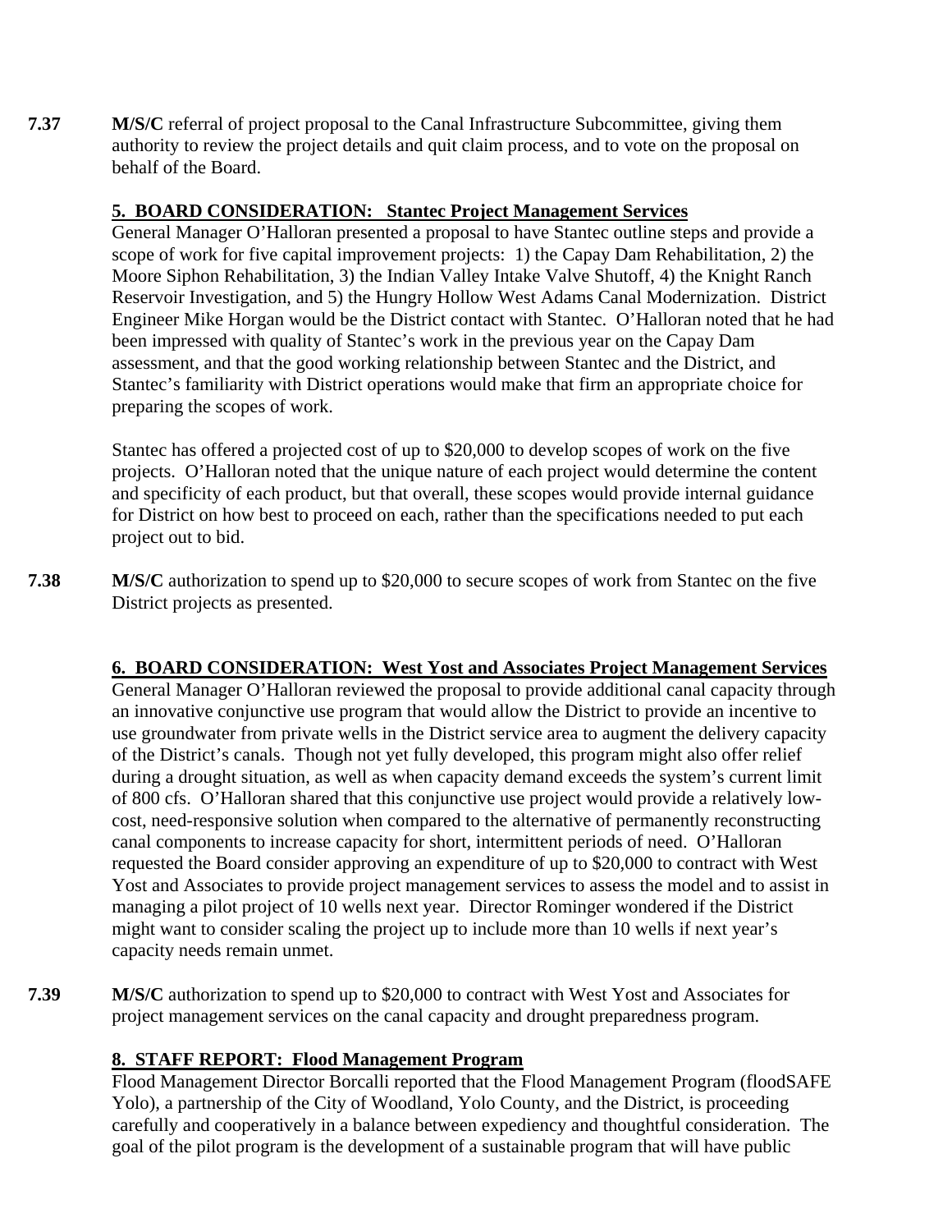**7.37** **M/S/C** referral of project proposal to the Canal Infrastructure Subcommittee, giving them authority to review the project details and quit claim process, and to vote on the proposal on behalf of the Board.

**5. BOARD CONSIDERATION: Stantec Project Management Services**

General Manager O'Halloran presented a proposal to have Stantec outline steps and provide a scope of work for five capital improvement projects: 1) the Capay Dam Rehabilitation, 2) the Moore Siphon Rehabilitation, 3) the Indian Valley Intake Valve Shutoff, 4) the Knight Ranch Reservoir Investigation, and 5) the Hungry Hollow West Adams Canal Modernization. District Engineer Mike Horgan would be the District contact with Stantec. O'Halloran noted that he had been impressed with quality of Stantec's work in the previous year on the Capay Dam assessment, and that the good working relationship between Stantec and the District, and Stantec's familiarity with District operations would make that firm an appropriate choice for preparing the scopes of work.

Stantec has offered a projected cost of up to $20,000 to develop scopes of work on the five projects. O'Halloran noted that the unique nature of each project would determine the content and specificity of each product, but that overall, these scopes would provide internal guidance for District on how best to proceed on each, rather than the specifications needed to put each project out to bid.

**7.38** **M/S/C** authorization to spend up to $20,000 to secure scopes of work from Stantec on the five District projects as presented.

**6. BOARD CONSIDERATION: West Yost and Associates Project Management Services**

General Manager O'Halloran reviewed the proposal to provide additional canal capacity through an innovative conjunctive use program that would allow the District to provide an incentive to use groundwater from private wells in the District service area to augment the delivery capacity of the District's canals. Though not yet fully developed, this program might also offer relief during a drought situation, as well as when capacity demand exceeds the system's current limit of 800 cfs. O'Halloran shared that this conjunctive use project would provide a relatively low-cost, need-responsive solution when compared to the alternative of permanently reconstructing canal components to increase capacity for short, intermittent periods of need. O'Halloran requested the Board consider approving an expenditure of up to $20,000 to contract with West Yost and Associates to provide project management services to assess the model and to assist in managing a pilot project of 10 wells next year. Director Rominger wondered if the District might want to consider scaling the project up to include more than 10 wells if next year's capacity needs remain unmet.

**7.39** **M/S/C** authorization to spend up to $20,000 to contract with West Yost and Associates for project management services on the canal capacity and drought preparedness program.

**8. STAFF REPORT: Flood Management Program**

Flood Management Director Borcalli reported that the Flood Management Program (floodSAFE Yolo), a partnership of the City of Woodland, Yolo County, and the District, is proceeding carefully and cooperatively in a balance between expediency and thoughtful consideration. The goal of the pilot program is the development of a sustainable program that will have public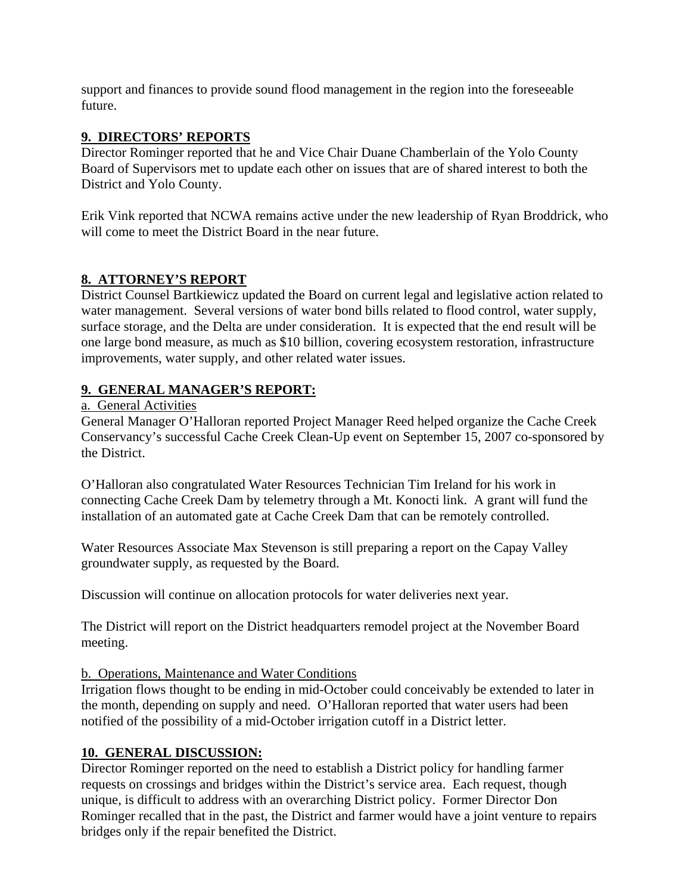support and finances to provide sound flood management in the region into the foreseeable future.

## 9. DIRECTORS' REPORTS

Director Rominger reported that he and Vice Chair Duane Chamberlain of the Yolo County Board of Supervisors met to update each other on issues that are of shared interest to both the District and Yolo County.

Erik Vink reported that NCWA remains active under the new leadership of Ryan Broddrick, who will come to meet the District Board in the near future.

## 8. ATTORNEY'S REPORT

District Counsel Bartkiewicz updated the Board on current legal and legislative action related to water management. Several versions of water bond bills related to flood control, water supply, surface storage, and the Delta are under consideration. It is expected that the end result will be one large bond measure, as much as $10 billion, covering ecosystem restoration, infrastructure improvements, water supply, and other related water issues.

## 9. GENERAL MANAGER'S REPORT:

a. General Activities

General Manager O'Halloran reported Project Manager Reed helped organize the Cache Creek Conservancy's successful Cache Creek Clean-Up event on September 15, 2007 co-sponsored by the District.

O'Halloran also congratulated Water Resources Technician Tim Ireland for his work in connecting Cache Creek Dam by telemetry through a Mt. Konocti link. A grant will fund the installation of an automated gate at Cache Creek Dam that can be remotely controlled.

Water Resources Associate Max Stevenson is still preparing a report on the Capay Valley groundwater supply, as requested by the Board.

Discussion will continue on allocation protocols for water deliveries next year.

The District will report on the District headquarters remodel project at the November Board meeting.

b. Operations, Maintenance and Water Conditions

Irrigation flows thought to be ending in mid-October could conceivably be extended to later in the month, depending on supply and need. O'Halloran reported that water users had been notified of the possibility of a mid-October irrigation cutoff in a District letter.

## 10. GENERAL DISCUSSION:

Director Rominger reported on the need to establish a District policy for handling farmer requests on crossings and bridges within the District's service area. Each request, though unique, is difficult to address with an overarching District policy. Former Director Don Rominger recalled that in the past, the District and farmer would have a joint venture to repairs bridges only if the repair benefited the District.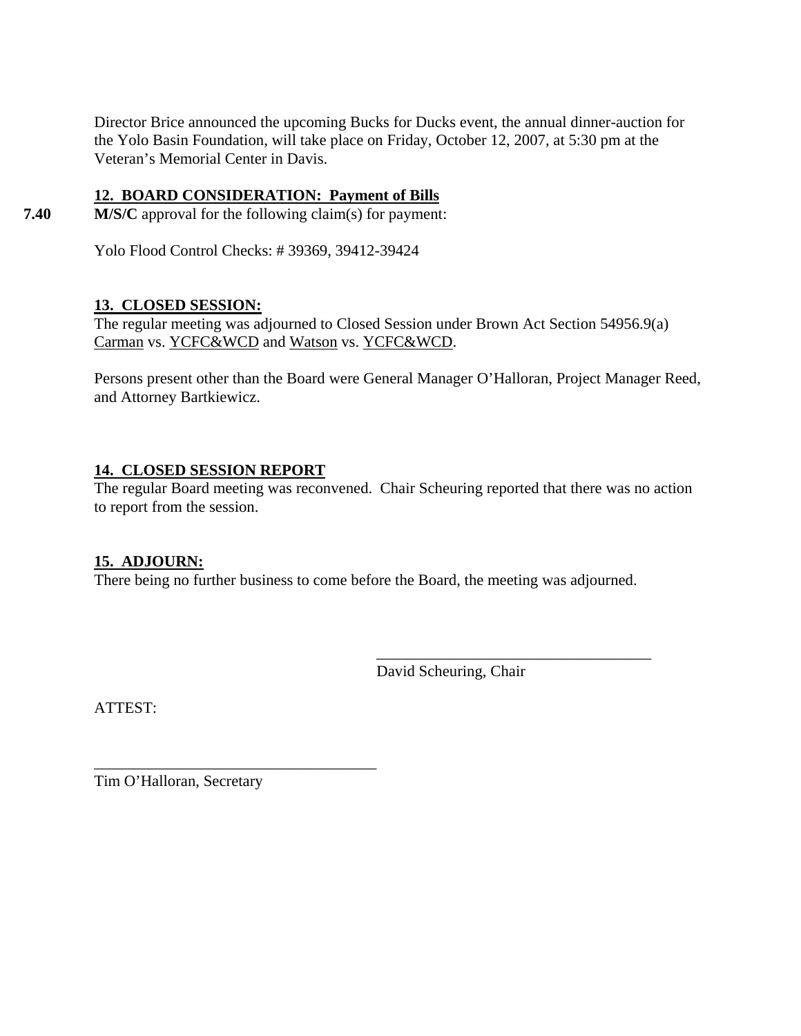Director Brice announced the upcoming Bucks for Ducks event, the annual dinner-auction for the Yolo Basin Foundation, will take place on Friday, October 12, 2007, at 5:30 pm at the Veteran's Memorial Center in Davis.

**12. BOARD CONSIDERATION: Payment of Bills**

**7.40** **M/S/C** approval for the following claim(s) for payment:

Yolo Flood Control Checks: # 39369, 39412-39424

**13. CLOSED SESSION:**

The regular meeting was adjourned to Closed Session under Brown Act Section 54956.9(a) Carman vs. YCFC&WCD and Watson vs. YCFC&WCD.

Persons present other than the Board were General Manager O'Halloran, Project Manager Reed, and Attorney Bartkiewicz.

**14. CLOSED SESSION REPORT**

The regular Board meeting was reconvened. Chair Scheuring reported that there was no action to report from the session.

**15. ADJOURN:**

There being no further business to come before the Board, the meeting was adjourned.

\_\_\_\_\_\_\_\_\_\_\_\_\_\_\_\_\_\_\_\_\_\_\_\_\_\_\_\_\_\_\_\_\_\_\_

David Scheuring, Chair

ATTEST:

\_\_\_\_\_\_\_\_\_\_\_\_\_\_\_\_\_\_\_\_\_\_\_\_\_\_\_\_\_\_\_\_\_\_\_

Tim O'Halloran, Secretary